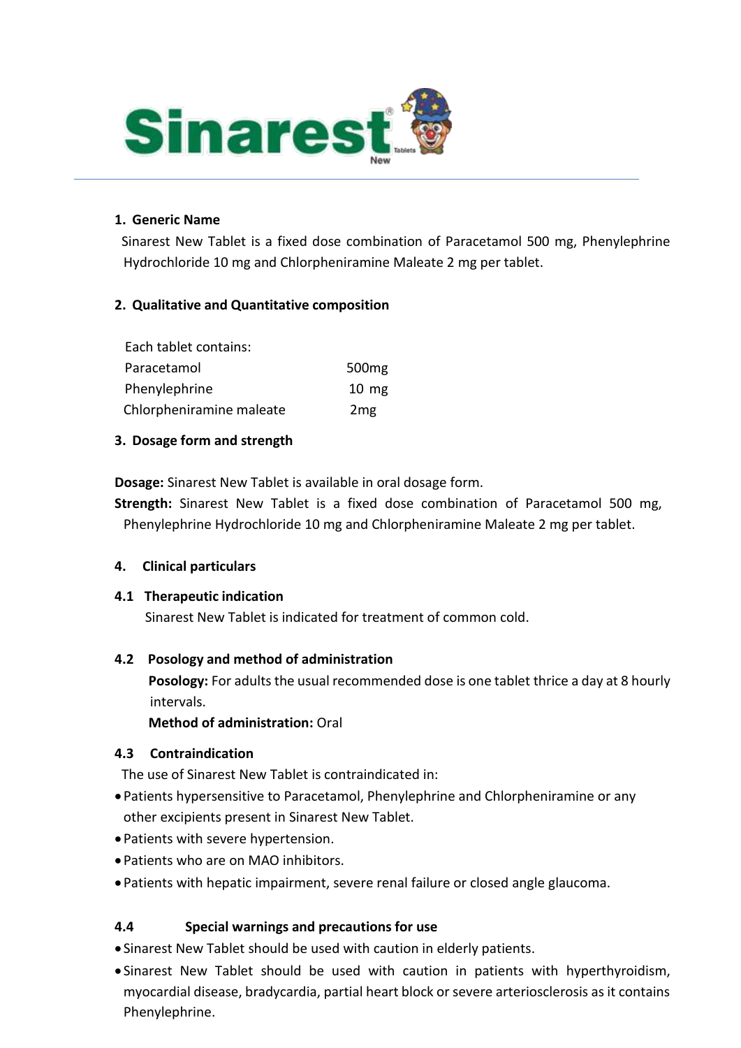# Sinarest® New Tablets

## 1. Generic Name

Sinarest New Tablet is a fixed dose combination of Paracetamol 500 mg, Phenylephrine Hydrochloride 10 mg and Chlorpheniramine Maleate 2 mg per tablet.

## 2. Qualitative and Quantitative composition

Each tablet contains:

| | |
|---|---|
| Paracetamol | 500mg |
| Phenylephrine | 10 mg |
| Chlorpheniramine maleate | 2mg |

## 3. Dosage form and strength

**Dosage:** Sinarest New Tablet is available in oral dosage form.

**Strength:** Sinarest New Tablet is a fixed dose combination of Paracetamol 500 mg, Phenylephrine Hydrochloride 10 mg and Chlorpheniramine Maleate 2 mg per tablet.

## 4. Clinical particulars

### 4.1 Therapeutic indication

Sinarest New Tablet is indicated for treatment of common cold.

### 4.2 Posology and method of administration

**Posology:** For adults the usual recommended dose is one tablet thrice a day at 8 hourly intervals.

**Method of administration:** Oral

### 4.3 Contraindication

The use of Sinarest New Tablet is contraindicated in:

- Patients hypersensitive to Paracetamol, Phenylephrine and Chlorpheniramine or any other excipients present in Sinarest New Tablet.
- Patients with severe hypertension.
- Patients who are on MAO inhibitors.
- Patients with hepatic impairment, severe renal failure or closed angle glaucoma.

### 4.4 Special warnings and precautions for use

- Sinarest New Tablet should be used with caution in elderly patients.
- Sinarest New Tablet should be used with caution in patients with hyperthyroidism, myocardial disease, bradycardia, partial heart block or severe arteriosclerosis as it contains Phenylephrine.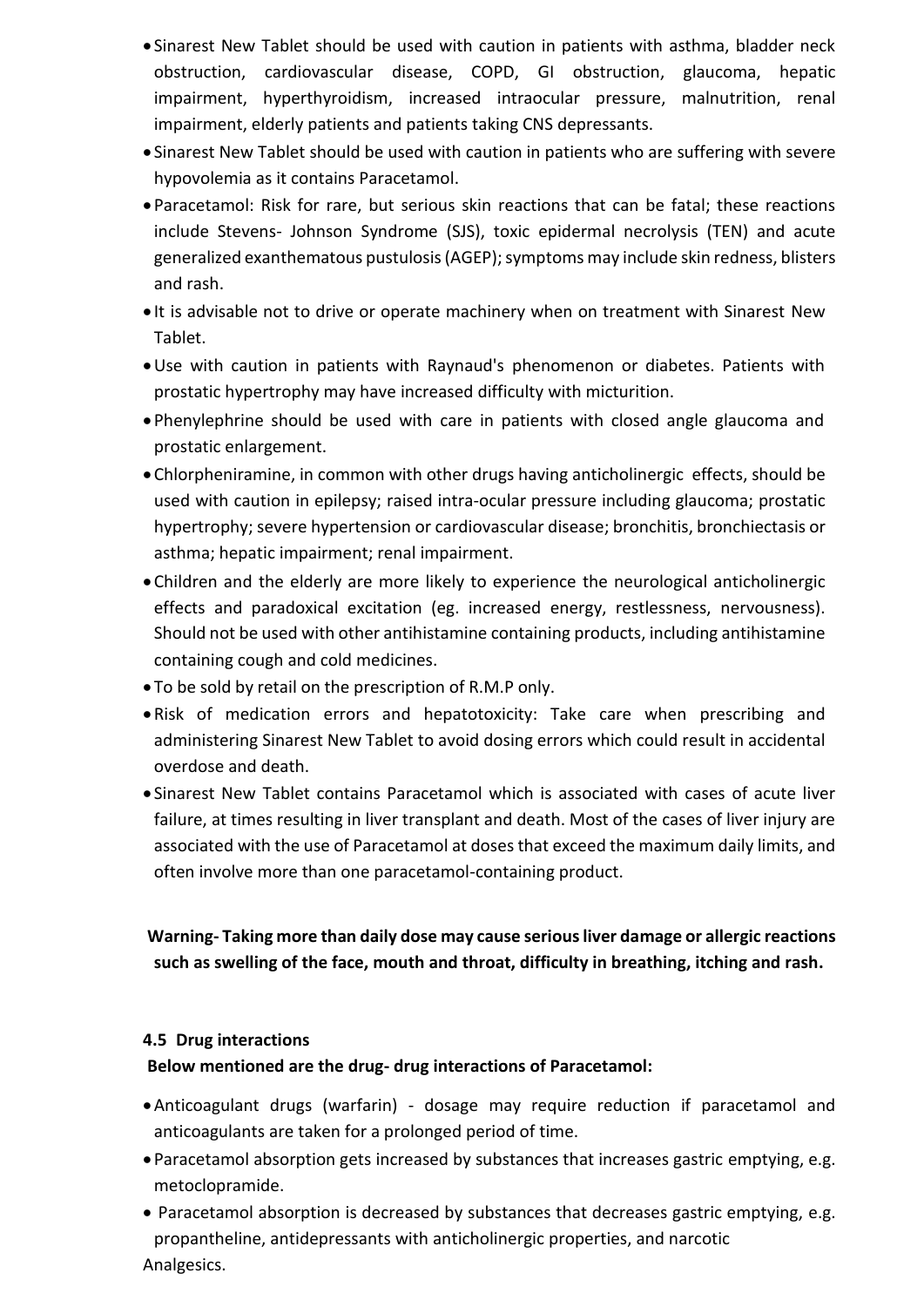- Sinarest New Tablet should be used with caution in patients with asthma, bladder neck obstruction, cardiovascular disease, COPD, GI obstruction, glaucoma, hepatic impairment, hyperthyroidism, increased intraocular pressure, malnutrition, renal impairment, elderly patients and patients taking CNS depressants.
- Sinarest New Tablet should be used with caution in patients who are suffering with severe hypovolemia as it contains Paracetamol.
- Paracetamol: Risk for rare, but serious skin reactions that can be fatal; these reactions include Stevens- Johnson Syndrome (SJS), toxic epidermal necrolysis (TEN) and acute generalized exanthematous pustulosis (AGEP); symptoms may include skin redness, blisters and rash.
- It is advisable not to drive or operate machinery when on treatment with Sinarest New Tablet.
- Use with caution in patients with Raynaud's phenomenon or diabetes. Patients with prostatic hypertrophy may have increased difficulty with micturition.
- Phenylephrine should be used with care in patients with closed angle glaucoma and prostatic enlargement.
- Chlorpheniramine, in common with other drugs having anticholinergic effects, should be used with caution in epilepsy; raised intra-ocular pressure including glaucoma; prostatic hypertrophy; severe hypertension or cardiovascular disease; bronchitis, bronchiectasis or asthma; hepatic impairment; renal impairment.
- Children and the elderly are more likely to experience the neurological anticholinergic effects and paradoxical excitation (eg. increased energy, restlessness, nervousness). Should not be used with other antihistamine containing products, including antihistamine containing cough and cold medicines.
- To be sold by retail on the prescription of R.M.P only.
- Risk of medication errors and hepatotoxicity: Take care when prescribing and administering Sinarest New Tablet to avoid dosing errors which could result in accidental overdose and death.
- Sinarest New Tablet contains Paracetamol which is associated with cases of acute liver failure, at times resulting in liver transplant and death. Most of the cases of liver injury are associated with the use of Paracetamol at doses that exceed the maximum daily limits, and often involve more than one paracetamol-containing product.

**Warning- Taking more than daily dose may cause serious liver damage or allergic reactions such as swelling of the face, mouth and throat, difficulty in breathing, itching and rash.**

### 4.5 Drug interactions

**Below mentioned are the drug- drug interactions of Paracetamol:**

- Anticoagulant drugs (warfarin) - dosage may require reduction if paracetamol and anticoagulants are taken for a prolonged period of time.
- Paracetamol absorption gets increased by substances that increases gastric emptying, e.g. metoclopramide.
- Paracetamol absorption is decreased by substances that decreases gastric emptying, e.g. propantheline, antidepressants with anticholinergic properties, and narcotic Analgesics.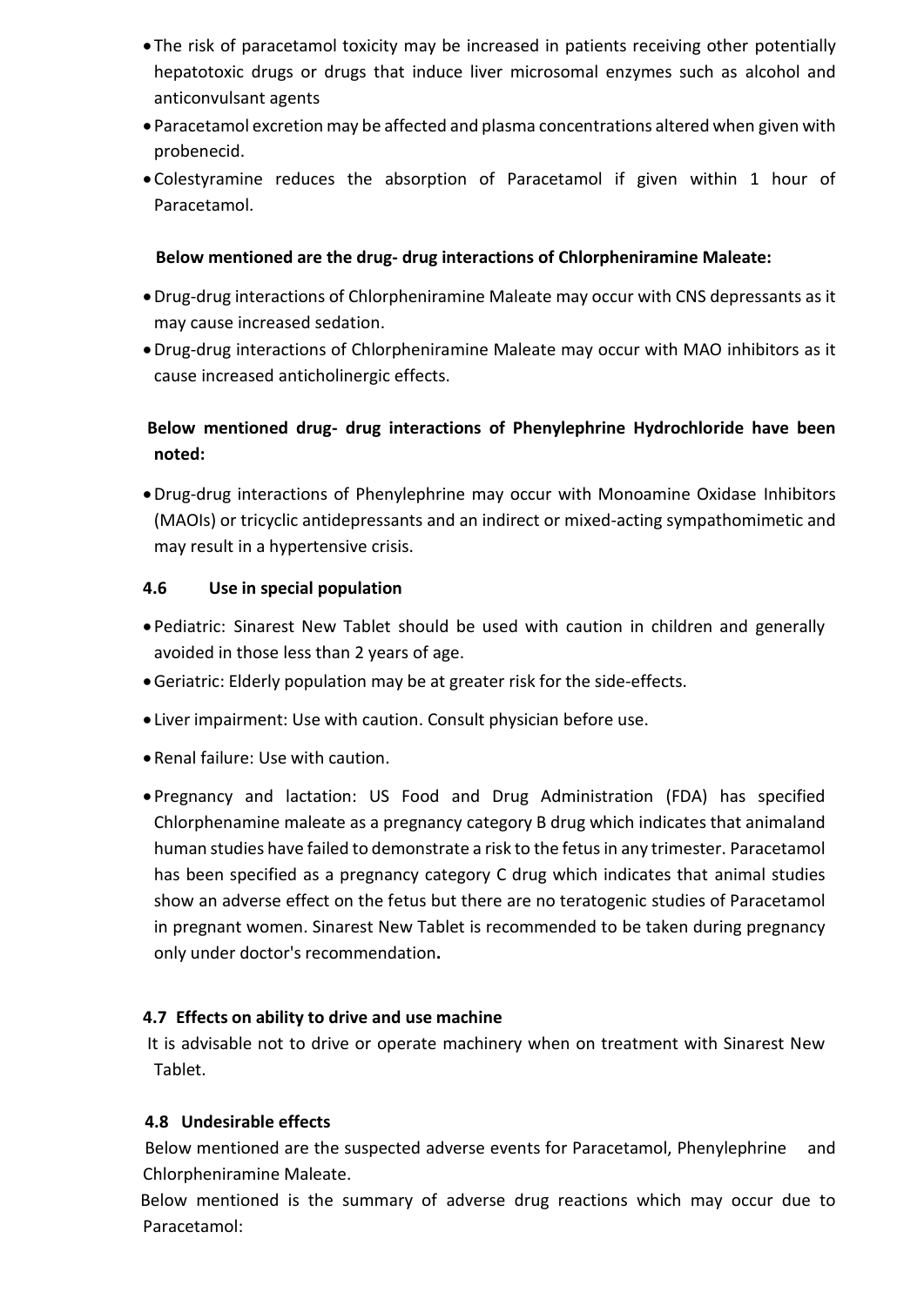- The risk of paracetamol toxicity may be increased in patients receiving other potentially hepatotoxic drugs or drugs that induce liver microsomal enzymes such as alcohol and anticonvulsant agents
- Paracetamol excretion may be affected and plasma concentrations altered when given with probenecid.
- Colestyramine reduces the absorption of Paracetamol if given within 1 hour of Paracetamol.

**Below mentioned are the drug- drug interactions of Chlorpheniramine Maleate:**

- Drug-drug interactions of Chlorpheniramine Maleate may occur with CNS depressants as it may cause increased sedation.
- Drug-drug interactions of Chlorpheniramine Maleate may occur with MAO inhibitors as it cause increased anticholinergic effects.

**Below mentioned drug- drug interactions of Phenylephrine Hydrochloride have been noted:**

- Drug-drug interactions of Phenylephrine may occur with Monoamine Oxidase Inhibitors (MAOIs) or tricyclic antidepressants and an indirect or mixed-acting sympathomimetic and may result in a hypertensive crisis.

### 4.6 Use in special population

- Pediatric: Sinarest New Tablet should be used with caution in children and generally avoided in those less than 2 years of age.
- Geriatric: Elderly population may be at greater risk for the side-effects.
- Liver impairment: Use with caution. Consult physician before use.
- Renal failure: Use with caution.
- Pregnancy and lactation: US Food and Drug Administration (FDA) has specified Chlorphenamine maleate as a pregnancy category B drug which indicates that animaland human studies have failed to demonstrate a risk to the fetus in any trimester. Paracetamol has been specified as a pregnancy category C drug which indicates that animal studies show an adverse effect on the fetus but there are no teratogenic studies of Paracetamol in pregnant women. Sinarest New Tablet is recommended to be taken during pregnancy only under doctor's recommendation**.**

### 4.7 Effects on ability to drive and use machine

It is advisable not to drive or operate machinery when on treatment with Sinarest New Tablet.

### 4.8 Undesirable effects

Below mentioned are the suspected adverse events for Paracetamol, Phenylephrine and Chlorpheniramine Maleate.

Below mentioned is the summary of adverse drug reactions which may occur due to Paracetamol: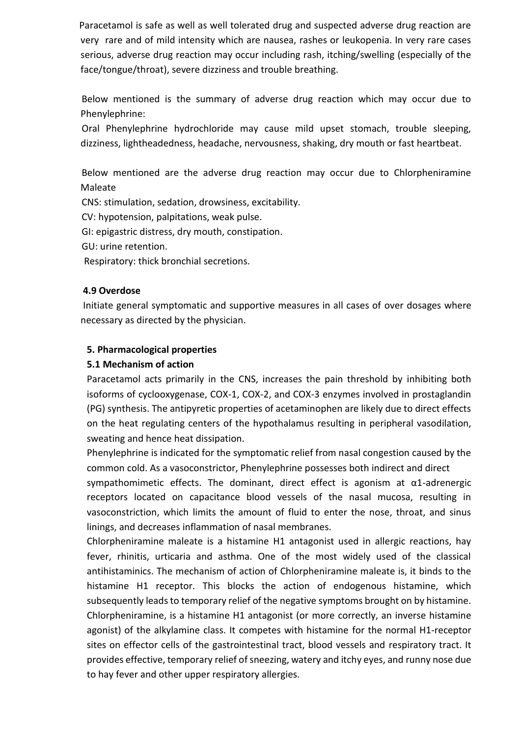Paracetamol is safe as well as well tolerated drug and suspected adverse drug reaction are very rare and of mild intensity which are nausea, rashes or leukopenia. In very rare cases serious, adverse drug reaction may occur including rash, itching/swelling (especially of the face/tongue/throat), severe dizziness and trouble breathing.

Below mentioned is the summary of adverse drug reaction which may occur due to Phenylephrine:

Oral Phenylephrine hydrochloride may cause mild upset stomach, trouble sleeping, dizziness, lightheadedness, headache, nervousness, shaking, dry mouth or fast heartbeat.

Below mentioned are the adverse drug reaction may occur due to Chlorpheniramine Maleate

CNS: stimulation, sedation, drowsiness, excitability.

CV: hypotension, palpitations, weak pulse.

GI: epigastric distress, dry mouth, constipation.

GU: urine retention.

Respiratory: thick bronchial secretions.

**4.9 Overdose**

Initiate general symptomatic and supportive measures in all cases of over dosages where necessary as directed by the physician.

**5. Pharmacological properties**

**5.1 Mechanism of action**

Paracetamol acts primarily in the CNS, increases the pain threshold by inhibiting both isoforms of cyclooxygenase, COX-1, COX-2, and COX-3 enzymes involved in prostaglandin (PG) synthesis. The antipyretic properties of acetaminophen are likely due to direct effects on the heat regulating centers of the hypothalamus resulting in peripheral vasodilation, sweating and hence heat dissipation.

Phenylephrine is indicated for the symptomatic relief from nasal congestion caused by the common cold. As a vasoconstrictor, Phenylephrine possesses both indirect and direct sympathomimetic effects. The dominant, direct effect is agonism at α1-adrenergic receptors located on capacitance blood vessels of the nasal mucosa, resulting in vasoconstriction, which limits the amount of fluid to enter the nose, throat, and sinus linings, and decreases inflammation of nasal membranes.

Chlorpheniramine maleate is a histamine H1 antagonist used in allergic reactions, hay fever, rhinitis, urticaria and asthma. One of the most widely used of the classical antihistaminics. The mechanism of action of Chlorpheniramine maleate is, it binds to the histamine H1 receptor. This blocks the action of endogenous histamine, which subsequently leads to temporary relief of the negative symptoms brought on by histamine. Chlorpheniramine, is a histamine H1 antagonist (or more correctly, an inverse histamine agonist) of the alkylamine class. It competes with histamine for the normal H1-receptor sites on effector cells of the gastrointestinal tract, blood vessels and respiratory tract. It provides effective, temporary relief of sneezing, watery and itchy eyes, and runny nose due to hay fever and other upper respiratory allergies.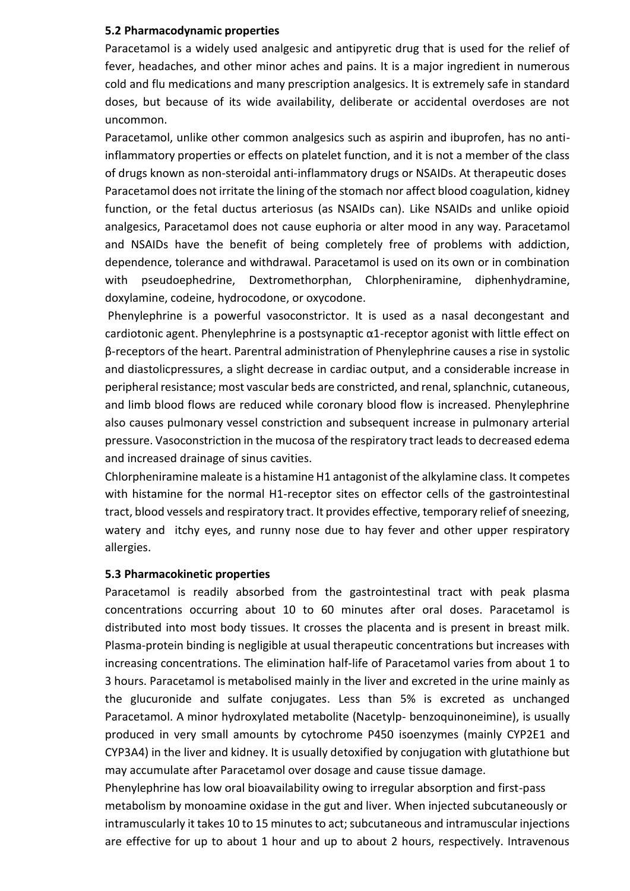### 5.2 Pharmacodynamic properties

Paracetamol is a widely used analgesic and antipyretic drug that is used for the relief of fever, headaches, and other minor aches and pains. It is a major ingredient in numerous cold and flu medications and many prescription analgesics. It is extremely safe in standard doses, but because of its wide availability, deliberate or accidental overdoses are not uncommon.

Paracetamol, unlike other common analgesics such as aspirin and ibuprofen, has no anti-inflammatory properties or effects on platelet function, and it is not a member of the class of drugs known as non-steroidal anti-inflammatory drugs or NSAIDs. At therapeutic doses Paracetamol does not irritate the lining of the stomach nor affect blood coagulation, kidney function, or the fetal ductus arteriosus (as NSAIDs can). Like NSAIDs and unlike opioid analgesics, Paracetamol does not cause euphoria or alter mood in any way. Paracetamol and NSAIDs have the benefit of being completely free of problems with addiction, dependence, tolerance and withdrawal. Paracetamol is used on its own or in combination with pseudoephedrine, Dextromethorphan, Chlorpheniramine, diphenhydramine, doxylamine, codeine, hydrocodone, or oxycodone.

Phenylephrine is a powerful vasoconstrictor. It is used as a nasal decongestant and cardiotonic agent. Phenylephrine is a postsynaptic α1-receptor agonist with little effect on β-receptors of the heart. Parental administration of Phenylephrine causes a rise in systolic and diastolicpressures, a slight decrease in cardiac output, and a considerable increase in peripheral resistance; most vascular beds are constricted, and renal, splanchnic, cutaneous, and limb blood flows are reduced while coronary blood flow is increased. Phenylephrine also causes pulmonary vessel constriction and subsequent increase in pulmonary arterial pressure. Vasoconstriction in the mucosa of the respiratory tract leads to decreased edema and increased drainage of sinus cavities.

Chlorpheniramine maleate is a histamine H1 antagonist of the alkylamine class. It competes with histamine for the normal H1-receptor sites on effector cells of the gastrointestinal tract, blood vessels and respiratory tract. It provides effective, temporary relief of sneezing, watery and itchy eyes, and runny nose due to hay fever and other upper respiratory allergies.

### 5.3 Pharmacokinetic properties

Paracetamol is readily absorbed from the gastrointestinal tract with peak plasma concentrations occurring about 10 to 60 minutes after oral doses. Paracetamol is distributed into most body tissues. It crosses the placenta and is present in breast milk. Plasma-protein binding is negligible at usual therapeutic concentrations but increases with increasing concentrations. The elimination half-life of Paracetamol varies from about 1 to 3 hours. Paracetamol is metabolised mainly in the liver and excreted in the urine mainly as the glucuronide and sulfate conjugates. Less than 5% is excreted as unchanged Paracetamol. A minor hydroxylated metabolite (Nacetylp- benzoquinoneimine), is usually produced in very small amounts by cytochrome P450 isoenzymes (mainly CYP2E1 and CYP3A4) in the liver and kidney. It is usually detoxified by conjugation with glutathione but may accumulate after Paracetamol over dosage and cause tissue damage.

Phenylephrine has low oral bioavailability owing to irregular absorption and first-pass metabolism by monoamine oxidase in the gut and liver. When injected subcutaneously or intramuscularly it takes 10 to 15 minutes to act; subcutaneous and intramuscular injections are effective for up to about 1 hour and up to about 2 hours, respectively. Intravenous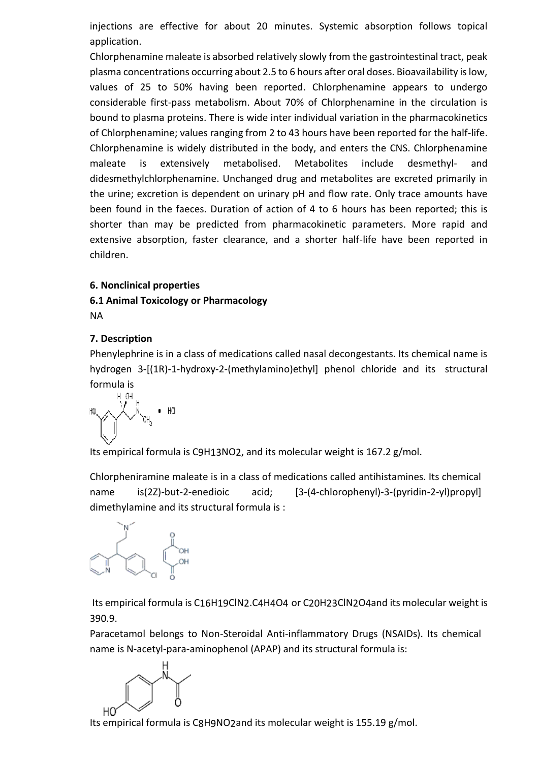injections are effective for about 20 minutes. Systemic absorption follows topical application.

Chlorphenamine maleate is absorbed relatively slowly from the gastrointestinal tract, peak plasma concentrations occurring about 2.5 to 6 hours after oral doses. Bioavailability is low, values of 25 to 50% having been reported. Chlorphenamine appears to undergo considerable first-pass metabolism. About 70% of Chlorphenamine in the circulation is bound to plasma proteins. There is wide inter individual variation in the pharmacokinetics of Chlorphenamine; values ranging from 2 to 43 hours have been reported for the half-life. Chlorphenamine is widely distributed in the body, and enters the CNS. Chlorphenamine maleate is extensively metabolised. Metabolites include desmethyl- and didesmethylchlorphenamine. Unchanged drug and metabolites are excreted primarily in the urine; excretion is dependent on urinary pH and flow rate. Only trace amounts have been found in the faeces. Duration of action of 4 to 6 hours has been reported; this is shorter than may be predicted from pharmacokinetic parameters. More rapid and extensive absorption, faster clearance, and a shorter half-life have been reported in children.

**6. Nonclinical properties**

**6.1 Animal Toxicology or Pharmacology**

NA

**7. Description**

Phenylephrine is in a class of medications called nasal decongestants. Its chemical name is hydrogen 3-[(1R)-1-hydroxy-2-(methylamino)ethyl] phenol chloride and its structural formula is

Its empirical formula is $C_9H_{13}NO_2$, and its molecular weight is 167.2 g/mol.

Chlorpheniramine maleate is in a class of medications called antihistamines. Its chemical name is(2Z)-but-2-enedioic acid; [3-(4-chlorophenyl)-3-(pyridin-2-yl)propyl] dimethylamine and its structural formula is :

Its empirical formula is $C_{16}H_{19}ClN_2.C_4H_4O_4$ or $C_{20}H_{23}ClN_2O_4$and its molecular weight is 390.9.

Paracetamol belongs to Non-Steroidal Anti-inflammatory Drugs (NSAIDs). Its chemical name is N-acetyl-para-aminophenol (APAP) and its structural formula is:

Its empirical formula is $C_8H_9NO_2$and its molecular weight is 155.19 g/mol.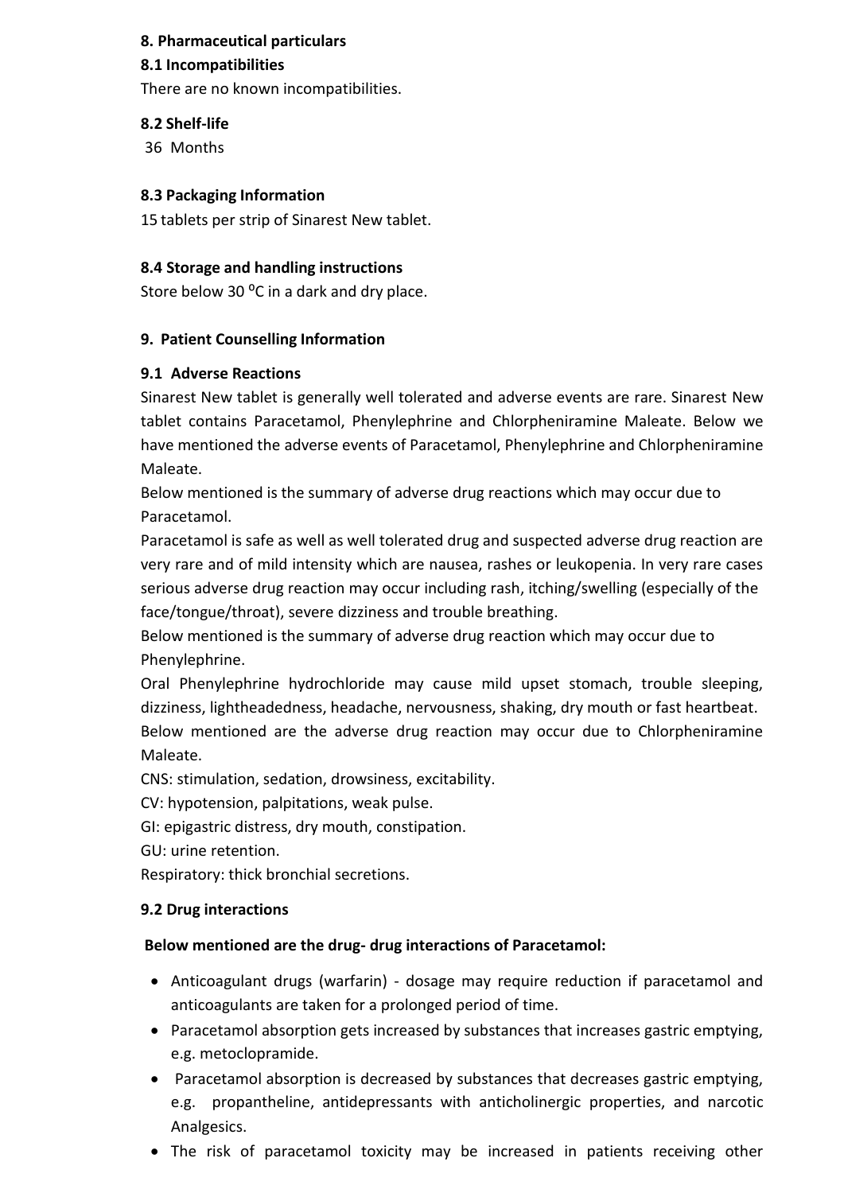## 8. Pharmaceutical particulars

### 8.1 Incompatibilities

There are no known incompatibilities.

### 8.2 Shelf-life

36 Months

### 8.3 Packaging Information

15 tablets per strip of Sinarest New tablet.

### 8.4 Storage and handling instructions

Store below 30 ⁰C in a dark and dry place.

## 9. Patient Counselling Information

### 9.1 Adverse Reactions

Sinarest New tablet is generally well tolerated and adverse events are rare. Sinarest New tablet contains Paracetamol, Phenylephrine and Chlorpheniramine Maleate. Below we have mentioned the adverse events of Paracetamol, Phenylephrine and Chlorpheniramine Maleate.

Below mentioned is the summary of adverse drug reactions which may occur due to Paracetamol.

Paracetamol is safe as well as well tolerated drug and suspected adverse drug reaction are very rare and of mild intensity which are nausea, rashes or leukopenia. In very rare cases serious adverse drug reaction may occur including rash, itching/swelling (especially of the face/tongue/throat), severe dizziness and trouble breathing.

Below mentioned is the summary of adverse drug reaction which may occur due to Phenylephrine.

Oral Phenylephrine hydrochloride may cause mild upset stomach, trouble sleeping, dizziness, lightheadedness, headache, nervousness, shaking, dry mouth or fast heartbeat.

Below mentioned are the adverse drug reaction may occur due to Chlorpheniramine Maleate.

CNS: stimulation, sedation, drowsiness, excitability.

CV: hypotension, palpitations, weak pulse.

GI: epigastric distress, dry mouth, constipation.

GU: urine retention.

Respiratory: thick bronchial secretions.

### 9.2 Drug interactions

**Below mentioned are the drug- drug interactions of Paracetamol:**

- Anticoagulant drugs (warfarin) - dosage may require reduction if paracetamol and anticoagulants are taken for a prolonged period of time.
- Paracetamol absorption gets increased by substances that increases gastric emptying, e.g. metoclopramide.
- Paracetamol absorption is decreased by substances that decreases gastric emptying, e.g. propantheline, antidepressants with anticholinergic properties, and narcotic Analgesics.
- The risk of paracetamol toxicity may be increased in patients receiving other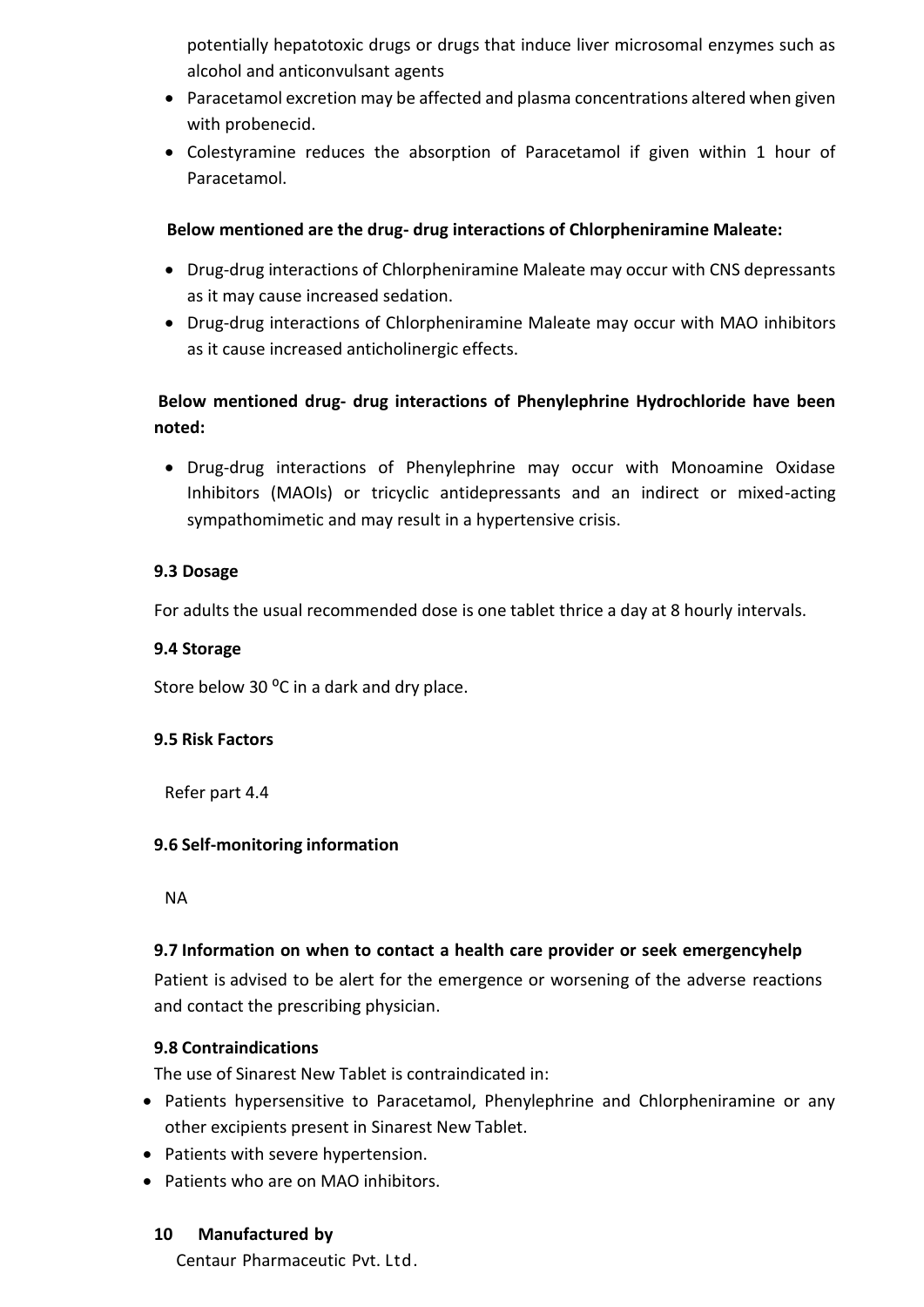potentially hepatotoxic drugs or drugs that induce liver microsomal enzymes such as alcohol and anticonvulsant agents

- Paracetamol excretion may be affected and plasma concentrations altered when given with probenecid.
- Colestyramine reduces the absorption of Paracetamol if given within 1 hour of Paracetamol.

**Below mentioned are the drug- drug interactions of Chlorpheniramine Maleate:**

- Drug-drug interactions of Chlorpheniramine Maleate may occur with CNS depressants as it may cause increased sedation.
- Drug-drug interactions of Chlorpheniramine Maleate may occur with MAO inhibitors as it cause increased anticholinergic effects.

**Below mentioned drug- drug interactions of Phenylephrine Hydrochloride have been noted:**

- Drug-drug interactions of Phenylephrine may occur with Monoamine Oxidase Inhibitors (MAOIs) or tricyclic antidepressants and an indirect or mixed-acting sympathomimetic and may result in a hypertensive crisis.

### 9.3 Dosage

For adults the usual recommended dose is one tablet thrice a day at 8 hourly intervals.

### 9.4 Storage

Store below 30 ⁰C in a dark and dry place.

### 9.5 Risk Factors

Refer part 4.4

### 9.6 Self-monitoring information

NA

### 9.7 Information on when to contact a health care provider or seek emergencyhelp

Patient is advised to be alert for the emergence or worsening of the adverse reactions and contact the prescribing physician.

### 9.8 Contraindications

The use of Sinarest New Tablet is contraindicated in:

- Patients hypersensitive to Paracetamol, Phenylephrine and Chlorpheniramine or any other excipients present in Sinarest New Tablet.
- Patients with severe hypertension.
- Patients who are on MAO inhibitors.

## 10 Manufactured by

Centaur Pharmaceutic Pvt. Ltd.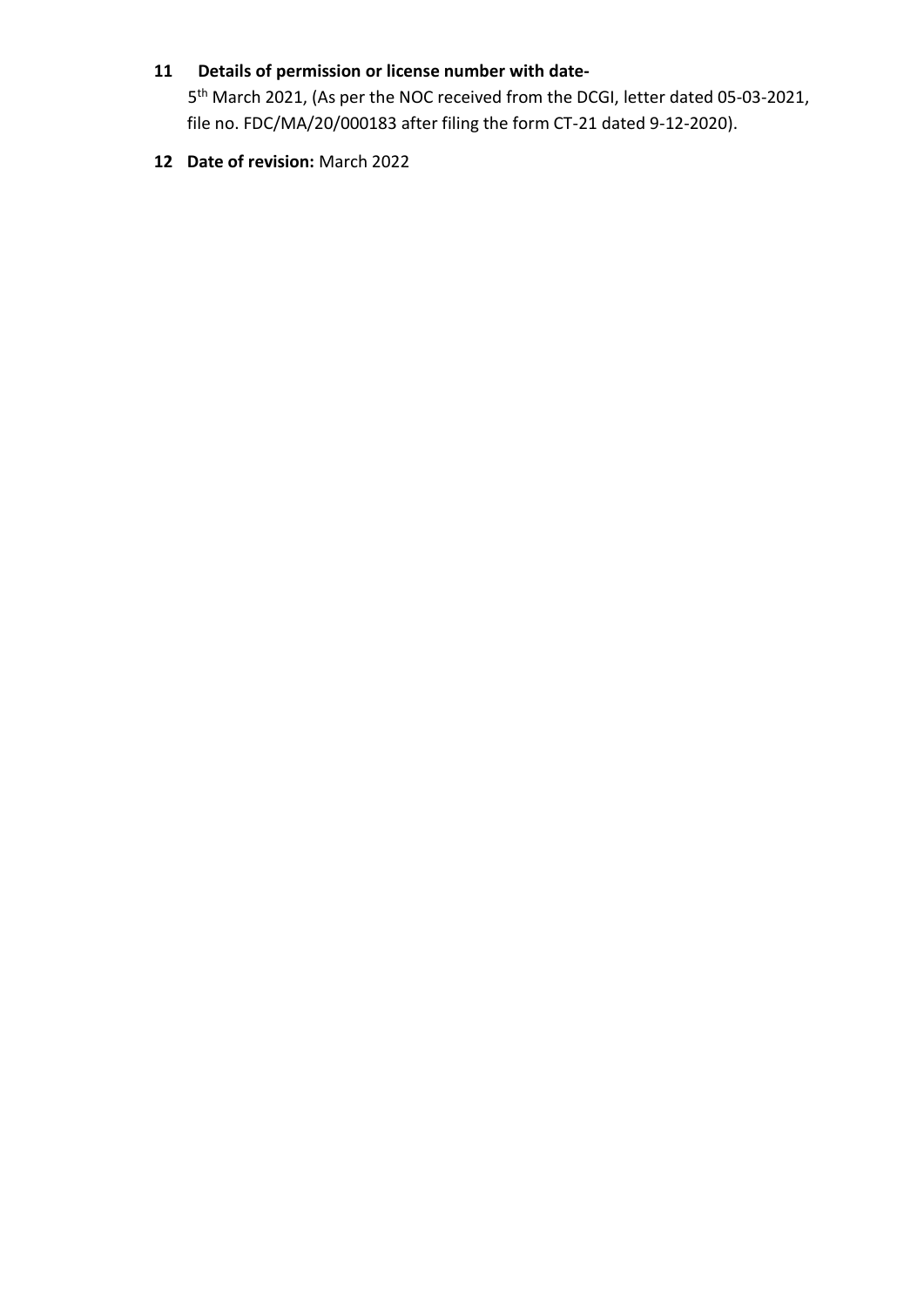**11 Details of permission or license number with date-**

5th March 2021, (As per the NOC received from the DCGI, letter dated 05-03-2021, file no. FDC/MA/20/000183 after filing the form CT-21 dated 9-12-2020).

**12 Date of revision:** March 2022